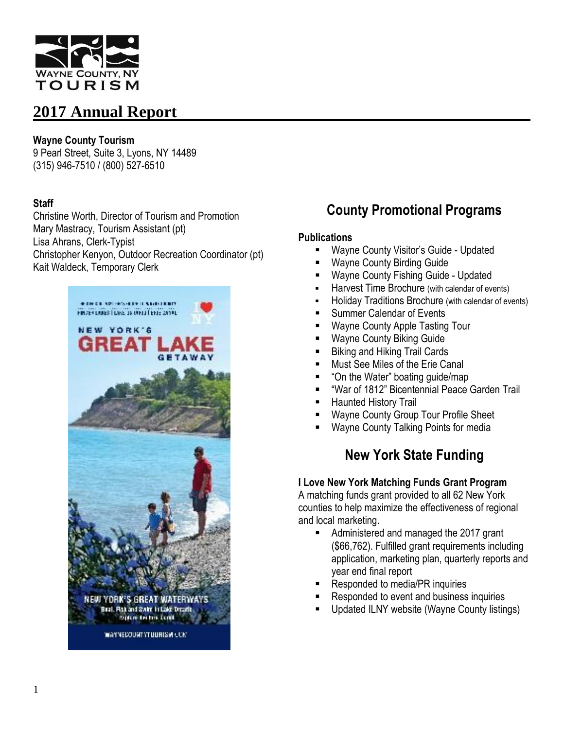WAYNE COUNTY, NY
TOURISM

# 2017 Annual Report

**Wayne County Tourism**
9 Pearl Street, Suite 3, Lyons, NY 14489
(315) 946-7510 / (800) 527-6510

**Staff**
Christine Worth, Director of Tourism and Promotion
Mary Mastracy, Tourism Assistant (pt)
Lisa Ahrans, Clerk-Typist
Christopher Kenyon, Outdoor Recreation Coordinator (pt)
Kait Waldeck, Temporary Clerk

## County Promotional Programs

**Publications**

- Wayne County Visitor's Guide - Updated
- Wayne County Birding Guide
- Wayne County Fishing Guide - Updated
- Harvest Time Brochure (with calendar of events)
- Holiday Traditions Brochure (with calendar of events)
- Summer Calendar of Events
- Wayne County Apple Tasting Tour
- Wayne County Biking Guide
- Biking and Hiking Trail Cards
- Must See Miles of the Erie Canal
- "On the Water" boating guide/map
- "War of 1812" Bicentennial Peace Garden Trail
- Haunted History Trail
- Wayne County Group Tour Profile Sheet
- Wayne County Talking Points for media

## New York State Funding

**I Love New York Matching Funds Grant Program**
A matching funds grant provided to all 62 New York counties to help maximize the effectiveness of regional and local marketing.

- Administered and managed the 2017 grant ($66,762). Fulfilled grant requirements including application, marketing plan, quarterly reports and year end final report
- Responded to media/PR inquiries
- Responded to event and business inquiries
- Updated ILNY website (Wayne County listings)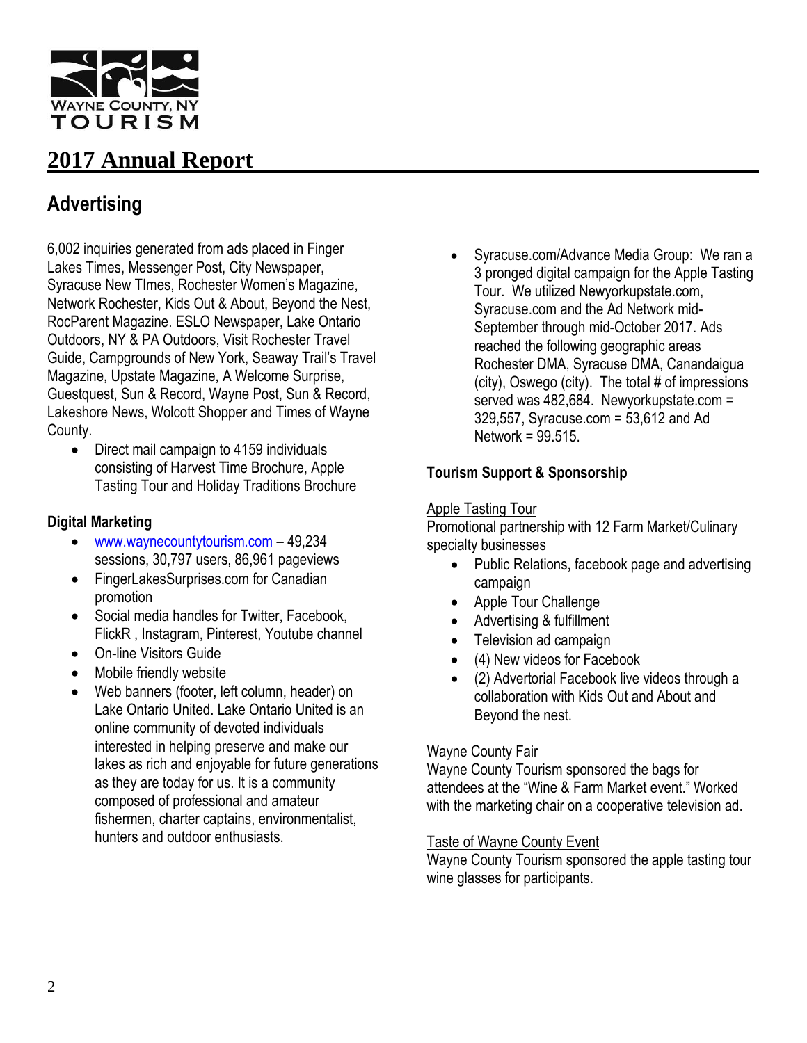WAYNE COUNTY, NY
TOURISM

# 2017 Annual Report

## Advertising

6,002 inquiries generated from ads placed in Finger Lakes Times, Messenger Post, City Newspaper, Syracuse New TImes, Rochester Women's Magazine, Network Rochester, Kids Out & About, Beyond the Nest, RocParent Magazine. ESLO Newspaper, Lake Ontario Outdoors, NY & PA Outdoors, Visit Rochester Travel Guide, Campgrounds of New York, Seaway Trail's Travel Magazine, Upstate Magazine, A Welcome Surprise, Guestquest, Sun & Record, Wayne Post, Sun & Record, Lakeshore News, Wolcott Shopper and Times of Wayne County.

- Direct mail campaign to 4159 individuals consisting of Harvest Time Brochure, Apple Tasting Tour and Holiday Traditions Brochure

### Digital Marketing

- www.waynecountytourism.com – 49,234 sessions, 30,797 users, 86,961 pageviews
- FingerLakesSurprises.com for Canadian promotion
- Social media handles for Twitter, Facebook, FlickR , Instagram, Pinterest, Youtube channel
- On-line Visitors Guide
- Mobile friendly website
- Web banners (footer, left column, header) on Lake Ontario United. Lake Ontario United is an online community of devoted individuals interested in helping preserve and make our lakes as rich and enjoyable for future generations as they are today for us. It is a community composed of professional and amateur fishermen, charter captains, environmentalist, hunters and outdoor enthusiasts.
- Syracuse.com/Advance Media Group: We ran a 3 pronged digital campaign for the Apple Tasting Tour. We utilized Newyorkupstate.com, Syracuse.com and the Ad Network mid-September through mid-October 2017. Ads reached the following geographic areas Rochester DMA, Syracuse DMA, Canandaigua (city), Oswego (city). The total # of impressions served was 482,684. Newyorkupstate.com = 329,557, Syracuse.com = 53,612 and Ad Network = 99.515.

### Tourism Support & Sponsorship

Apple Tasting Tour
Promotional partnership with 12 Farm Market/Culinary specialty businesses

- Public Relations, facebook page and advertising campaign
- Apple Tour Challenge
- Advertising & fulfillment
- Television ad campaign
- (4) New videos for Facebook
- (2) Advertorial Facebook live videos through a collaboration with Kids Out and About and Beyond the nest.

Wayne County Fair
Wayne County Tourism sponsored the bags for attendees at the "Wine & Farm Market event." Worked with the marketing chair on a cooperative television ad.

Taste of Wayne County Event
Wayne County Tourism sponsored the apple tasting tour wine glasses for participants.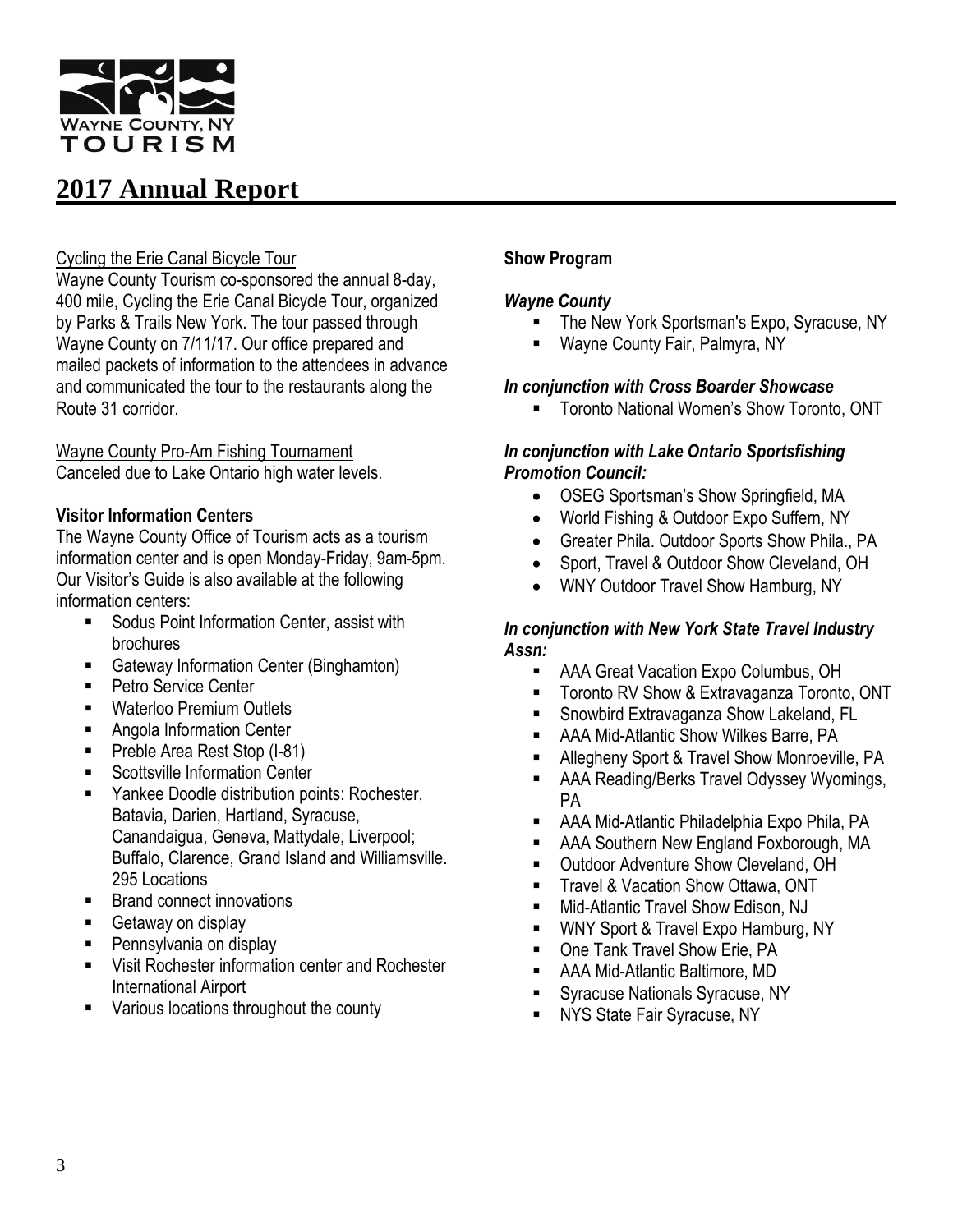# 2017 Annual Report

Cycling the Erie Canal Bicycle Tour

Wayne County Tourism co-sponsored the annual 8-day, 400 mile, Cycling the Erie Canal Bicycle Tour, organized by Parks & Trails New York. The tour passed through Wayne County on 7/11/17. Our office prepared and mailed packets of information to the attendees in advance and communicated the tour to the restaurants along the Route 31 corridor.

Wayne County Pro-Am Fishing Tournament

Canceled due to Lake Ontario high water levels.

**Visitor Information Centers**

The Wayne County Office of Tourism acts as a tourism information center and is open Monday-Friday, 9am-5pm. Our Visitor's Guide is also available at the following information centers:

- Sodus Point Information Center, assist with brochures
- Gateway Information Center (Binghamton)
- Petro Service Center
- Waterloo Premium Outlets
- Angola Information Center
- Preble Area Rest Stop (I-81)
- Scottsville Information Center
- Yankee Doodle distribution points: Rochester, Batavia, Darien, Hartland, Syracuse, Canandaigua, Geneva, Mattydale, Liverpool; Buffalo, Clarence, Grand Island and Williamsville. 295 Locations
- Brand connect innovations
- Getaway on display
- Pennsylvania on display
- Visit Rochester information center and Rochester International Airport
- Various locations throughout the county

**Show Program**

***Wayne County***

- The New York Sportsman's Expo, Syracuse, NY
- Wayne County Fair, Palmyra, NY

***In conjunction with Cross Boarder Showcase***

- Toronto National Women's Show Toronto, ONT

***In conjunction with Lake Ontario Sportsfishing Promotion Council:***

- OSEG Sportsman's Show Springfield, MA
- World Fishing & Outdoor Expo Suffern, NY
- Greater Phila. Outdoor Sports Show Phila., PA
- Sport, Travel & Outdoor Show Cleveland, OH
- WNY Outdoor Travel Show Hamburg, NY

***In conjunction with New York State Travel Industry Assn:***

- AAA Great Vacation Expo Columbus, OH
- Toronto RV Show & Extravaganza Toronto, ONT
- Snowbird Extravaganza Show Lakeland, FL
- AAA Mid-Atlantic Show Wilkes Barre, PA
- Allegheny Sport & Travel Show Monroeville, PA
- AAA Reading/Berks Travel Odyssey Wyomings, PA
- AAA Mid-Atlantic Philadelphia Expo Phila, PA
- AAA Southern New England Foxborough, MA
- Outdoor Adventure Show Cleveland, OH
- Travel & Vacation Show Ottawa, ONT
- Mid-Atlantic Travel Show Edison, NJ
- WNY Sport & Travel Expo Hamburg, NY
- One Tank Travel Show Erie, PA
- AAA Mid-Atlantic Baltimore, MD
- Syracuse Nationals Syracuse, NY
- NYS State Fair Syracuse, NY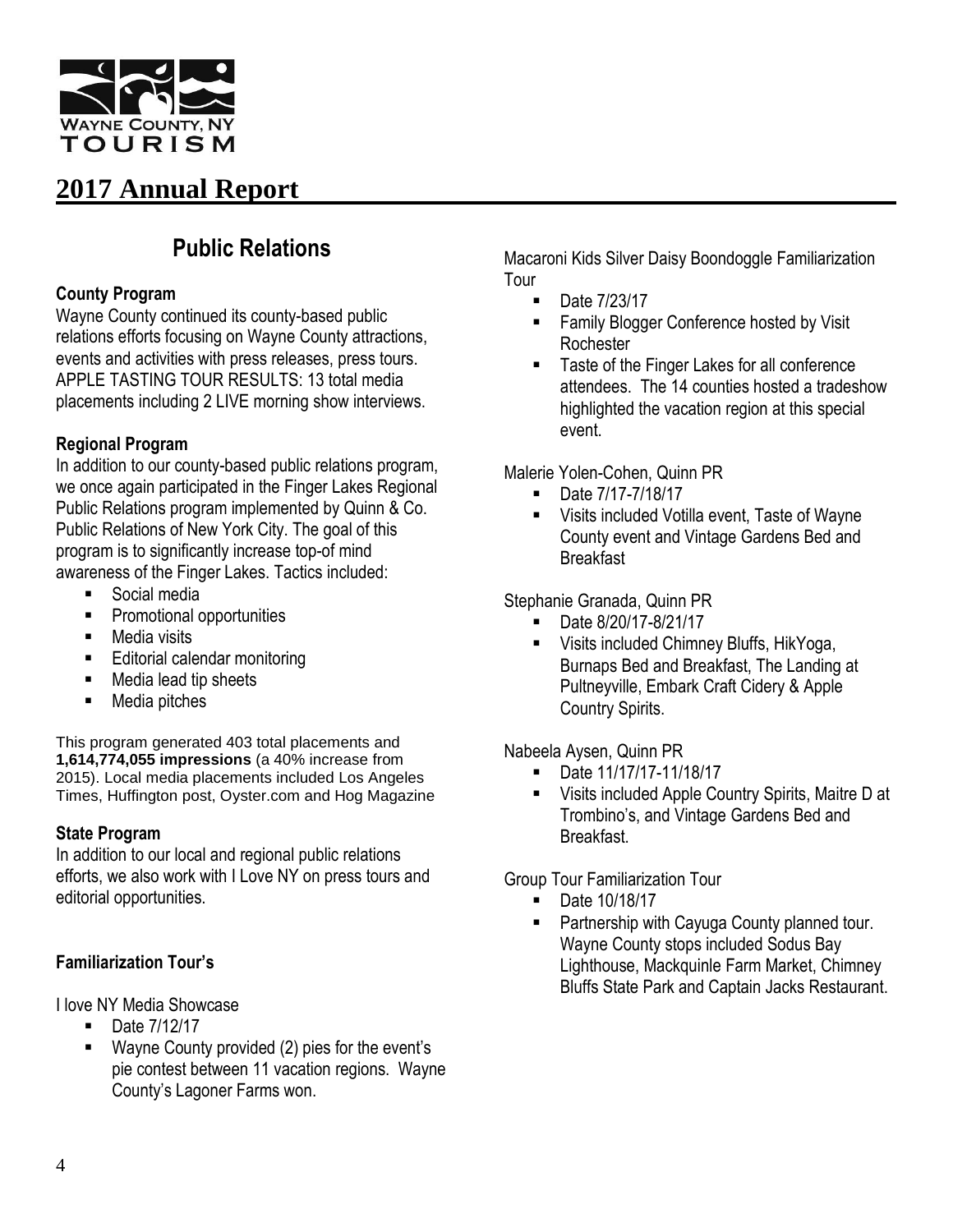WAYNE COUNTY, NY
TOURISM

# 2017 Annual Report

## Public Relations

### County Program

Wayne County continued its county-based public relations efforts focusing on Wayne County attractions, events and activities with press releases, press tours. APPLE TASTING TOUR RESULTS: 13 total media placements including 2 LIVE morning show interviews.

### Regional Program

In addition to our county-based public relations program, we once again participated in the Finger Lakes Regional Public Relations program implemented by Quinn & Co. Public Relations of New York City. The goal of this program is to significantly increase top-of mind awareness of the Finger Lakes. Tactics included:

- Social media
- Promotional opportunities
- Media visits
- Editorial calendar monitoring
- Media lead tip sheets
- Media pitches

This program generated 403 total placements and **1,614,774,055 impressions** (a 40% increase from 2015). Local media placements included Los Angeles Times, Huffington post, Oyster.com and Hog Magazine

### State Program

In addition to our local and regional public relations efforts, we also work with I Love NY on press tours and editorial opportunities.

### Familiarization Tour's

I love NY Media Showcase

- Date 7/12/17
- Wayne County provided (2) pies for the event's pie contest between 11 vacation regions. Wayne County's Lagoner Farms won.

Macaroni Kids Silver Daisy Boondoggle Familiarization Tour

- Date 7/23/17
- Family Blogger Conference hosted by Visit Rochester
- Taste of the Finger Lakes for all conference attendees. The 14 counties hosted a tradeshow highlighted the vacation region at this special event.

Malerie Yolen-Cohen, Quinn PR

- Date 7/17-7/18/17
- Visits included Votilla event, Taste of Wayne County event and Vintage Gardens Bed and Breakfast

Stephanie Granada, Quinn PR

- Date 8/20/17-8/21/17
- Visits included Chimney Bluffs, HikYoga, Burnaps Bed and Breakfast, The Landing at Pultneyville, Embark Craft Cidery & Apple Country Spirits.

Nabeela Aysen, Quinn PR

- Date 11/17/17-11/18/17
- Visits included Apple Country Spirits, Maitre D at Trombino's, and Vintage Gardens Bed and Breakfast.

Group Tour Familiarization Tour

- Date 10/18/17
- Partnership with Cayuga County planned tour. Wayne County stops included Sodus Bay Lighthouse, Mackquinle Farm Market, Chimney Bluffs State Park and Captain Jacks Restaurant.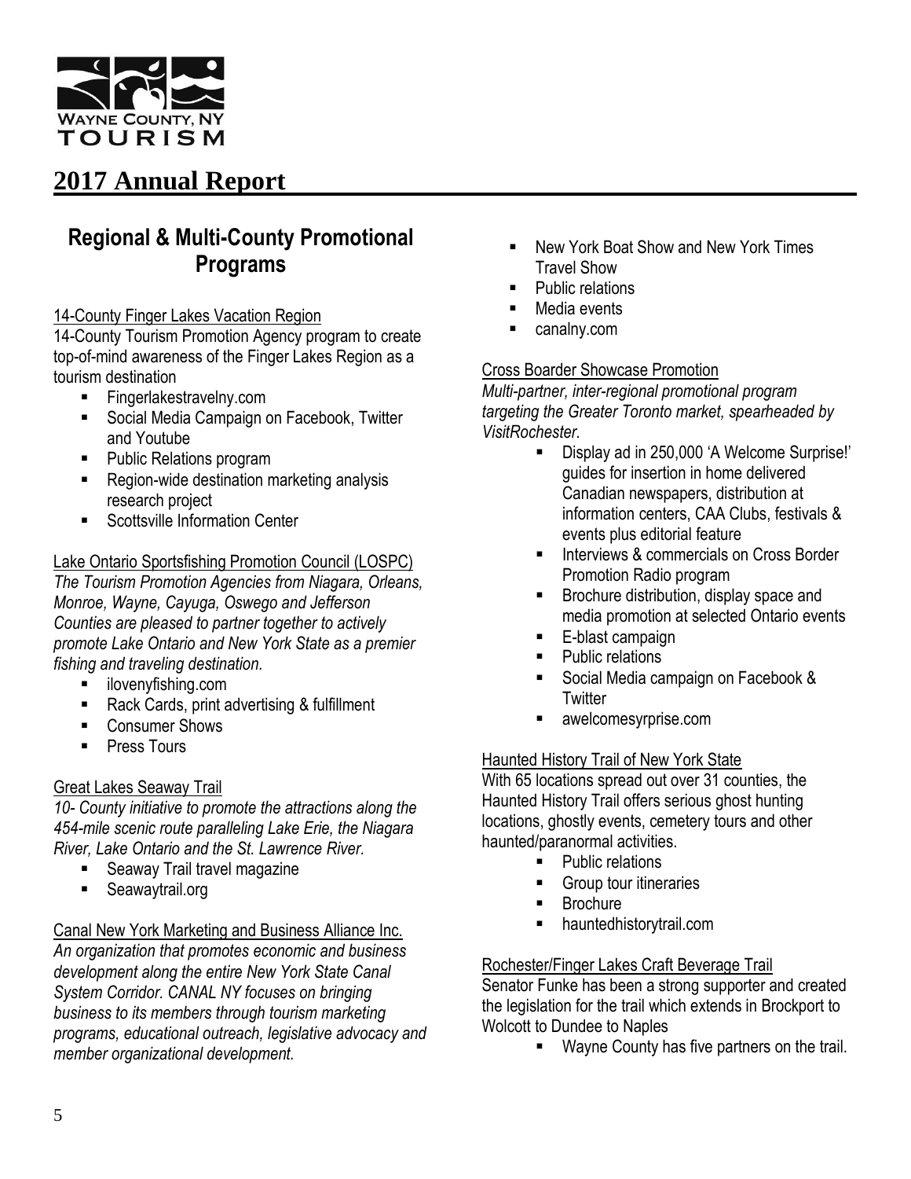WAYNE COUNTY, NY
TOURISM

# 2017 Annual Report

## Regional & Multi-County Promotional Programs

14-County Finger Lakes Vacation Region

14-County Tourism Promotion Agency program to create top-of-mind awareness of the Finger Lakes Region as a tourism destination

- Fingerlakestravelny.com
- Social Media Campaign on Facebook, Twitter and Youtube
- Public Relations program
- Region-wide destination marketing analysis research project
- Scottsville Information Center

Lake Ontario Sportsfishing Promotion Council (LOSPC)

*The Tourism Promotion Agencies from Niagara, Orleans, Monroe, Wayne, Cayuga, Oswego and Jefferson Counties are pleased to partner together to actively promote Lake Ontario and New York State as a premier fishing and traveling destination.*

- ilovenyfishing.com
- Rack Cards, print advertising & fulfillment
- Consumer Shows
- Press Tours

Great Lakes Seaway Trail

*10- County initiative to promote the attractions along the 454-mile scenic route paralleling Lake Erie, the Niagara River, Lake Ontario and the St. Lawrence River.*

- Seaway Trail travel magazine
- Seawaytrail.org

Canal New York Marketing and Business Alliance Inc.

*An organization that promotes economic and business development along the entire New York State Canal System Corridor. CANAL NY focuses on bringing business to its members through tourism marketing programs, educational outreach, legislative advocacy and member organizational development.*

- New York Boat Show and New York Times Travel Show
- Public relations
- Media events
- canalny.com

Cross Boarder Showcase Promotion

*Multi-partner, inter-regional promotional program targeting the Greater Toronto market, spearheaded by VisitRochester.*

- Display ad in 250,000 'A Welcome Surprise!' guides for insertion in home delivered Canadian newspapers, distribution at information centers, CAA Clubs, festivals & events plus editorial feature
- Interviews & commercials on Cross Border Promotion Radio program
- Brochure distribution, display space and media promotion at selected Ontario events
- E-blast campaign
- Public relations
- Social Media campaign on Facebook & Twitter
- awelcomesyrprise.com

Haunted History Trail of New York State

With 65 locations spread out over 31 counties, the Haunted History Trail offers serious ghost hunting locations, ghostly events, cemetery tours and other haunted/paranormal activities.

- Public relations
- Group tour itineraries
- Brochure
- hauntedhistorytrail.com

Rochester/Finger Lakes Craft Beverage Trail

Senator Funke has been a strong supporter and created the legislation for the trail which extends in Brockport to Wolcott to Dundee to Naples

- Wayne County has five partners on the trail.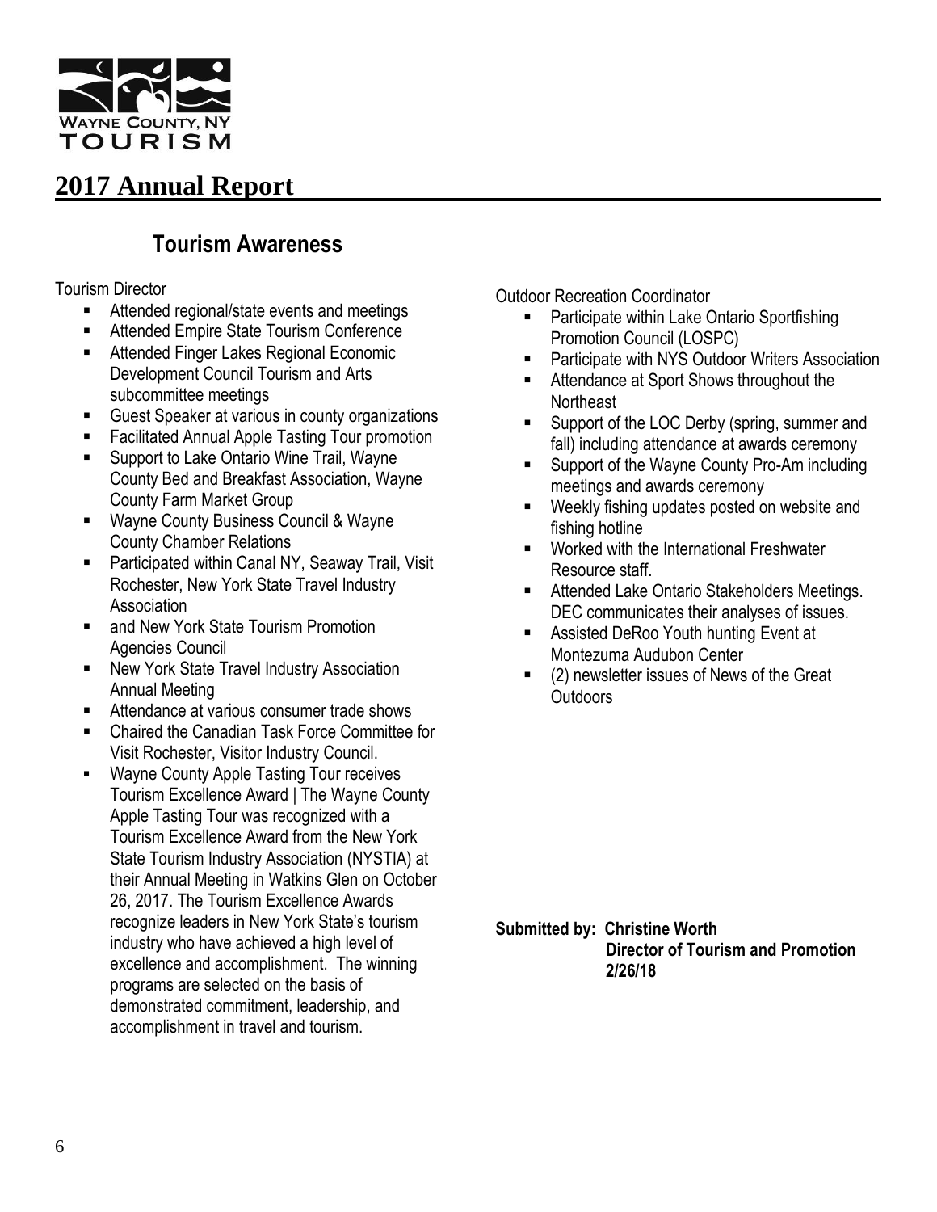WAYNE COUNTY, NY
TOURISM

# 2017 Annual Report

## Tourism Awareness

Tourism Director

- Attended regional/state events and meetings
- Attended Empire State Tourism Conference
- Attended Finger Lakes Regional Economic Development Council Tourism and Arts subcommittee meetings
- Guest Speaker at various in county organizations
- Facilitated Annual Apple Tasting Tour promotion
- Support to Lake Ontario Wine Trail, Wayne County Bed and Breakfast Association, Wayne County Farm Market Group
- Wayne County Business Council & Wayne County Chamber Relations
- Participated within Canal NY, Seaway Trail, Visit Rochester, New York State Travel Industry Association
- and New York State Tourism Promotion Agencies Council
- New York State Travel Industry Association Annual Meeting
- Attendance at various consumer trade shows
- Chaired the Canadian Task Force Committee for Visit Rochester, Visitor Industry Council.
- Wayne County Apple Tasting Tour receives Tourism Excellence Award | The Wayne County Apple Tasting Tour was recognized with a Tourism Excellence Award from the New York State Tourism Industry Association (NYSTIA) at their Annual Meeting in Watkins Glen on October 26, 2017. The Tourism Excellence Awards recognize leaders in New York State's tourism industry who have achieved a high level of excellence and accomplishment. The winning programs are selected on the basis of demonstrated commitment, leadership, and accomplishment in travel and tourism.

Outdoor Recreation Coordinator

- Participate within Lake Ontario Sportfishing Promotion Council (LOSPC)
- Participate with NYS Outdoor Writers Association
- Attendance at Sport Shows throughout the Northeast
- Support of the LOC Derby (spring, summer and fall) including attendance at awards ceremony
- Support of the Wayne County Pro-Am including meetings and awards ceremony
- Weekly fishing updates posted on website and fishing hotline
- Worked with the International Freshwater Resource staff.
- Attended Lake Ontario Stakeholders Meetings. DEC communicates their analyses of issues.
- Assisted DeRoo Youth hunting Event at Montezuma Audubon Center
- (2) newsletter issues of News of the Great Outdoors

**Submitted by: Christine Worth**
**Director of Tourism and Promotion**
**2/26/18**